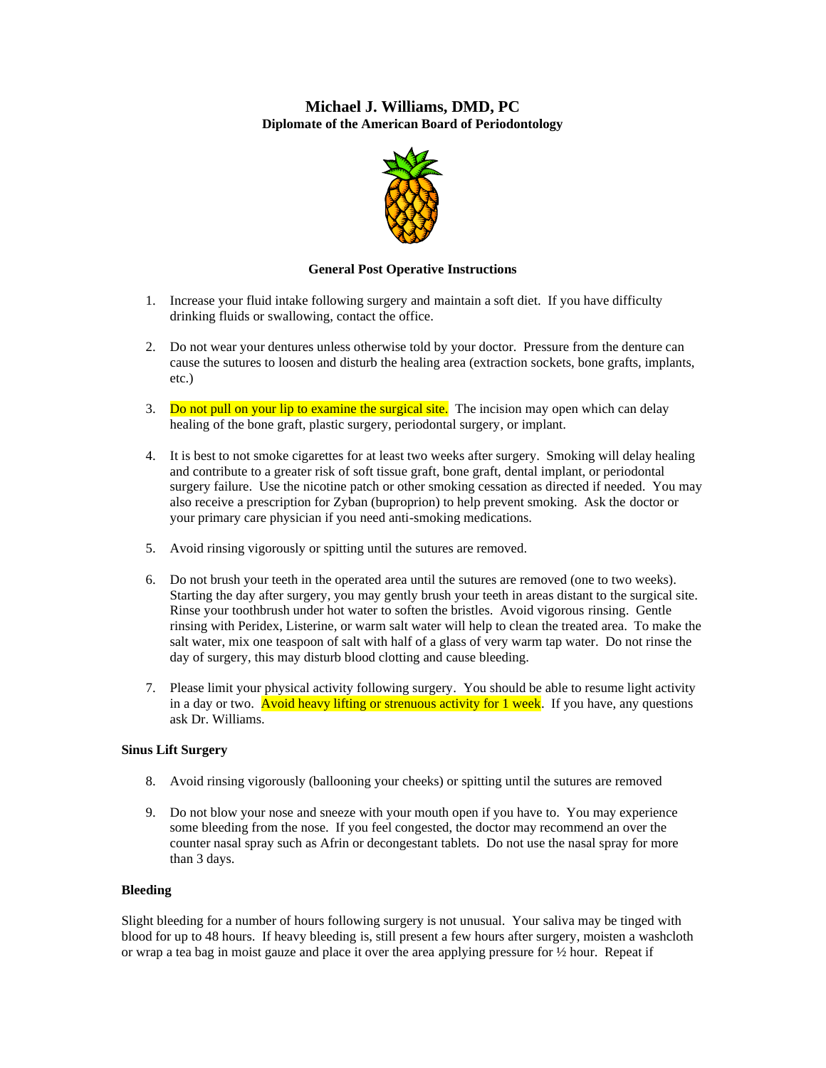# Michael J. Williams, DMD, PC

**Diplomate of the American Board of Periodontology**

## General Post Operative Instructions

1. Increase your fluid intake following surgery and maintain a soft diet. If you have difficulty drinking fluids or swallowing, contact the office.

2. Do not wear your dentures unless otherwise told by your doctor. Pressure from the denture can cause the sutures to loosen and disturb the healing area (extraction sockets, bone grafts, implants, etc.)

3. Do not pull on your lip to examine the surgical site. The incision may open which can delay healing of the bone graft, plastic surgery, periodontal surgery, or implant.

4. It is best to not smoke cigarettes for at least two weeks after surgery. Smoking will delay healing and contribute to a greater risk of soft tissue graft, bone graft, dental implant, or periodontal surgery failure. Use the nicotine patch or other smoking cessation as directed if needed. You may also receive a prescription for Zyban (buproprion) to help prevent smoking. Ask the doctor or your primary care physician if you need anti-smoking medications.

5. Avoid rinsing vigorously or spitting until the sutures are removed.

6. Do not brush your teeth in the operated area until the sutures are removed (one to two weeks). Starting the day after surgery, you may gently brush your teeth in areas distant to the surgical site. Rinse your toothbrush under hot water to soften the bristles. Avoid vigorous rinsing. Gentle rinsing with Peridex, Listerine, or warm salt water will help to clean the treated area. To make the salt water, mix one teaspoon of salt with half of a glass of very warm tap water. Do not rinse the day of surgery, this may disturb blood clotting and cause bleeding.

7. Please limit your physical activity following surgery. You should be able to resume light activity in a day or two. Avoid heavy lifting or strenuous activity for 1 week. If you have, any questions ask Dr. Williams.

**Sinus Lift Surgery**

8. Avoid rinsing vigorously (ballooning your cheeks) or spitting until the sutures are removed

9. Do not blow your nose and sneeze with your mouth open if you have to. You may experience some bleeding from the nose. If you feel congested, the doctor may recommend an over the counter nasal spray such as Afrin or decongestant tablets. Do not use the nasal spray for more than 3 days.

**Bleeding**

Slight bleeding for a number of hours following surgery is not unusual. Your saliva may be tinged with blood for up to 48 hours. If heavy bleeding is, still present a few hours after surgery, moisten a washcloth or wrap a tea bag in moist gauze and place it over the area applying pressure for ½ hour. Repeat if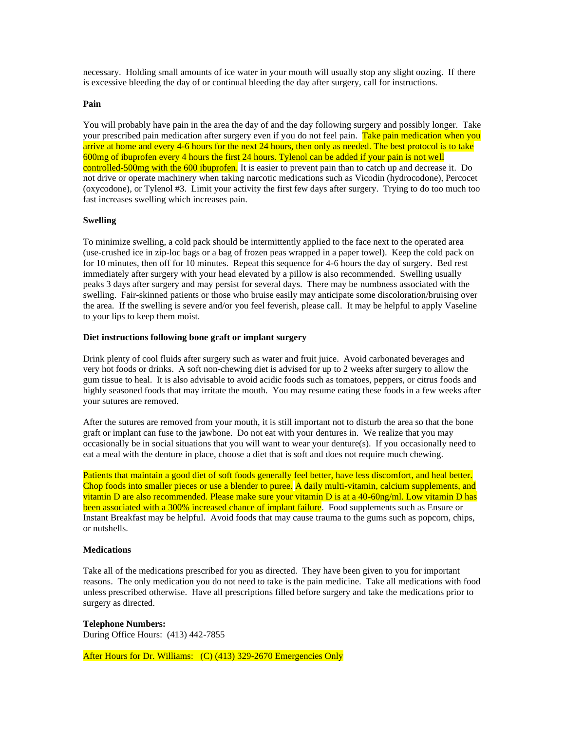necessary. Holding small amounts of ice water in your mouth will usually stop any slight oozing. If there is excessive bleeding the day of or continual bleeding the day after surgery, call for instructions.

**Pain**

You will probably have pain in the area the day of and the day following surgery and possibly longer. Take your prescribed pain medication after surgery even if you do not feel pain. Take pain medication when you arrive at home and every 4-6 hours for the next 24 hours, then only as needed. The best protocol is to take 600mg of ibuprofen every 4 hours the first 24 hours. Tylenol can be added if your pain is not well controlled-500mg with the 600 ibuprofen. It is easier to prevent pain than to catch up and decrease it. Do not drive or operate machinery when taking narcotic medications such as Vicodin (hydrocodone), Percocet (oxycodone), or Tylenol #3. Limit your activity the first few days after surgery. Trying to do too much too fast increases swelling which increases pain.

**Swelling**

To minimize swelling, a cold pack should be intermittently applied to the face next to the operated area (use-crushed ice in zip-loc bags or a bag of frozen peas wrapped in a paper towel). Keep the cold pack on for 10 minutes, then off for 10 minutes. Repeat this sequence for 4-6 hours the day of surgery. Bed rest immediately after surgery with your head elevated by a pillow is also recommended. Swelling usually peaks 3 days after surgery and may persist for several days. There may be numbness associated with the swelling. Fair-skinned patients or those who bruise easily may anticipate some discoloration/bruising over the area. If the swelling is severe and/or you feel feverish, please call. It may be helpful to apply Vaseline to your lips to keep them moist.

**Diet instructions following bone graft or implant surgery**

Drink plenty of cool fluids after surgery such as water and fruit juice. Avoid carbonated beverages and very hot foods or drinks. A soft non-chewing diet is advised for up to 2 weeks after surgery to allow the gum tissue to heal. It is also advisable to avoid acidic foods such as tomatoes, peppers, or citrus foods and highly seasoned foods that may irritate the mouth. You may resume eating these foods in a few weeks after your sutures are removed.

After the sutures are removed from your mouth, it is still important not to disturb the area so that the bone graft or implant can fuse to the jawbone. Do not eat with your dentures in. We realize that you may occasionally be in social situations that you will want to wear your denture(s). If you occasionally need to eat a meal with the denture in place, choose a diet that is soft and does not require much chewing.

Patients that maintain a good diet of soft foods generally feel better, have less discomfort, and heal better. Chop foods into smaller pieces or use a blender to puree. A daily multi-vitamin, calcium supplements, and vitamin D are also recommended. Please make sure your vitamin D is at a 40-60ng/ml. Low vitamin D has been associated with a 300% increased chance of implant failure. Food supplements such as Ensure or Instant Breakfast may be helpful. Avoid foods that may cause trauma to the gums such as popcorn, chips, or nutshells.

**Medications**

Take all of the medications prescribed for you as directed. They have been given to you for important reasons. The only medication you do not need to take is the pain medicine. Take all medications with food unless prescribed otherwise. Have all prescriptions filled before surgery and take the medications prior to surgery as directed.

**Telephone Numbers:**
During Office Hours: (413) 442-7855

After Hours for Dr. Williams: (C) (413) 329-2670 Emergencies Only